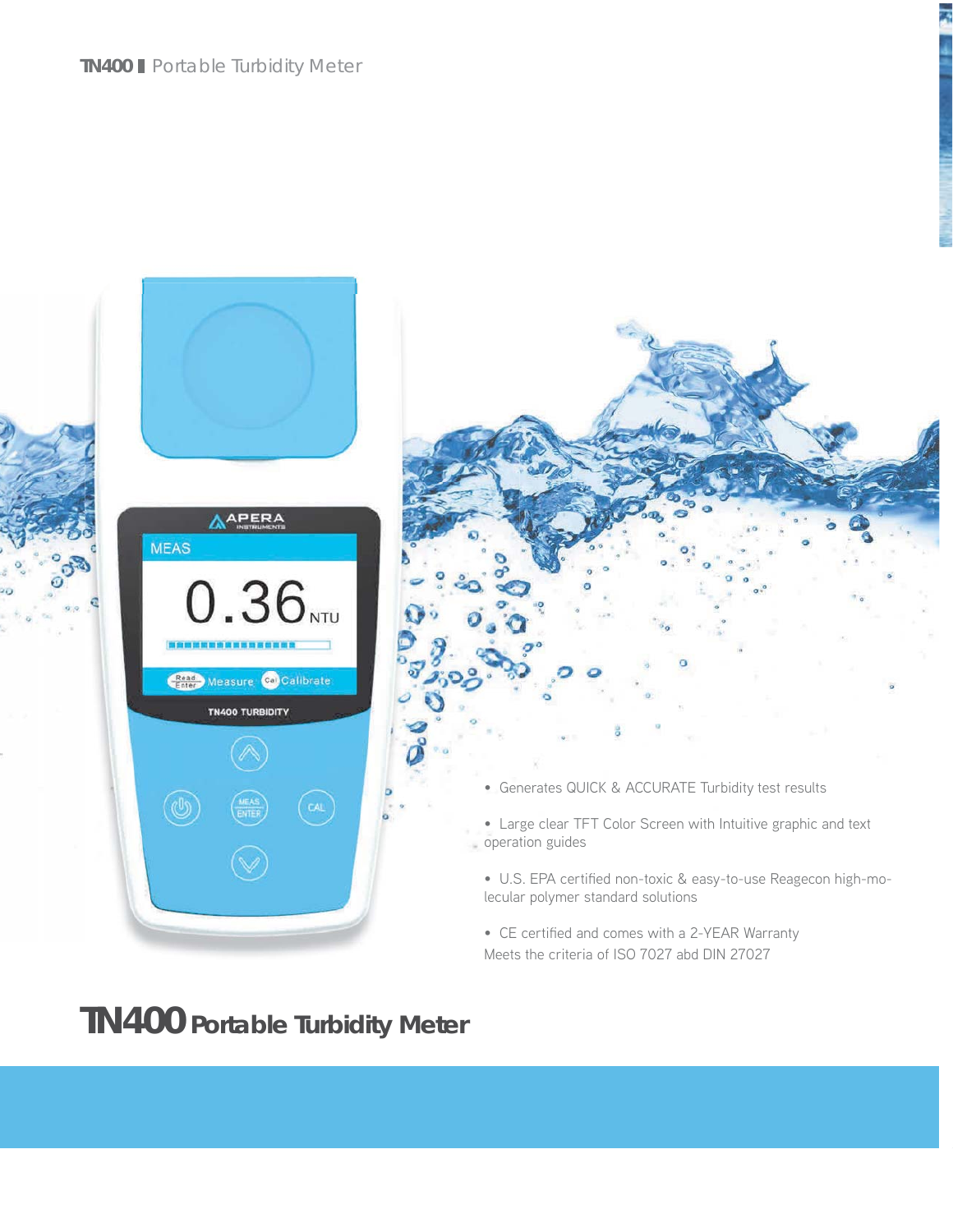# TN400 Portable Turbidity Meter

- Generates QUICK & ACCURATE Turbidity test results
- Large clear TFT Color Screen with Intuitive graphic and text operation guides
- U.S. EPA certified non-toxic & easy-to-use Reagecon high-molecular polymer standard solutions
- CE certified and comes with a 2-YEAR Warranty
  Meets the criteria of ISO 7027 abd DIN 27027

# TN400 Portable Turbidity Meter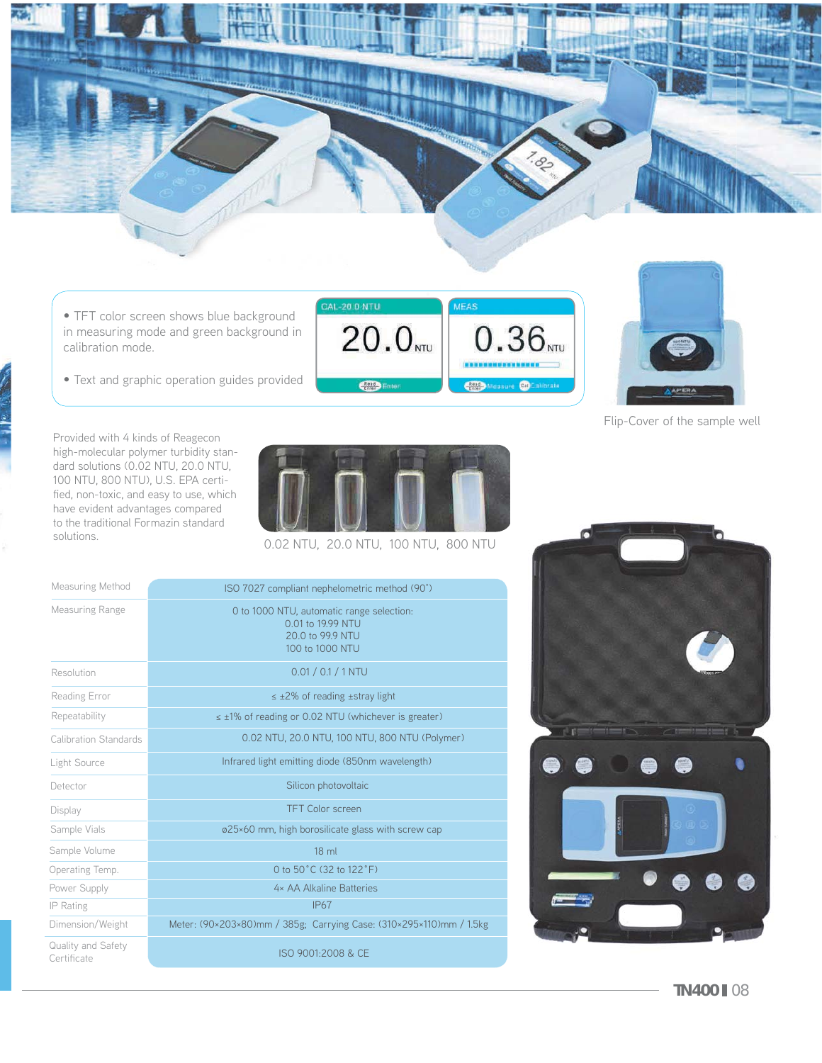- TFT color screen shows blue background in measuring mode and green background in calibration mode.
- Text and graphic operation guides provided

Flip-Cover of the sample well

Provided with 4 kinds of Reagecon high-molecular polymer turbidity standard solutions (0.02 NTU, 20.0 NTU, 100 NTU, 800 NTU), U.S. EPA certified, non-toxic, and easy to use, which have evident advantages compared to the traditional Formazin standard solutions.

0.02 NTU, 20.0 NTU, 100 NTU, 800 NTU

| | |
|---|---|
| Measuring Method | ISO 7027 compliant nephelometric method (90°) |
| Measuring Range | 0 to 1000 NTU, automatic range selection:<br>0.01 to 19.99 NTU<br>20.0 to 99.9 NTU<br>100 to 1000 NTU |
| Resolution | 0.01 / 0.1 / 1 NTU |
| Reading Error | ≤ ±2% of reading ±stray light |
| Repeatability | ≤ ±1% of reading or 0.02 NTU (whichever is greater) |
| Calibration Standards | 0.02 NTU, 20.0 NTU, 100 NTU, 800 NTU (Polymer) |
| Light Source | Infrared light emitting diode (850nm wavelength) |
| Detector | Silicon photovoltaic |
| Display | TFT Color screen |
| Sample Vials | ø25×60 mm, high borosilicate glass with screw cap |
| Sample Volume | 18 ml |
| Operating Temp. | 0 to 50°C (32 to 122°F) |
| Power Supply | 4× AA Alkaline Batteries |
| IP Rating | IP67 |
| Dimension/Weight | Meter: (90×203×80)mm / 385g; Carrying Case: (310×295×110)mm / 1.5kg |
| Quality and Safety Certificate | ISO 9001:2008 & CE |